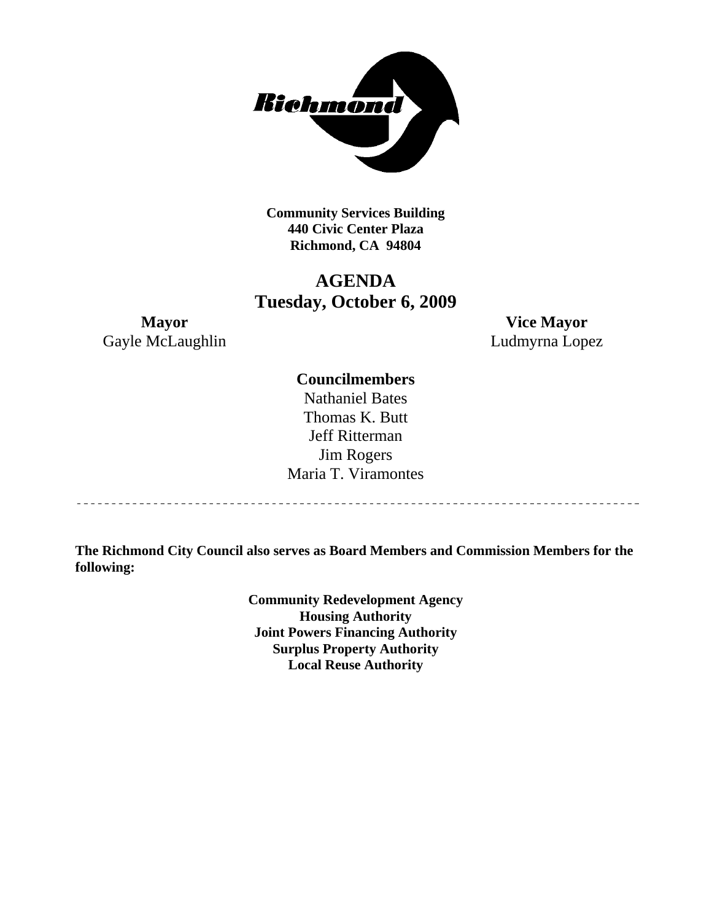**Community Services Building**
**440 Civic Center Plaza**
**Richmond, CA 94804**

# AGENDA
## Tuesday, October 6, 2009

**Mayor**
Gayle McLaughlin

**Vice Mayor**
Ludmyrna Lopez

**Councilmembers**
Nathaniel Bates
Thomas K. Butt
Jeff Ritterman
Jim Rogers
Maria T. Viramontes

---

**The Richmond City Council also serves as Board Members and Commission Members for the following:**

**Community Redevelopment Agency**
**Housing Authority**
**Joint Powers Financing Authority**
**Surplus Property Authority**
**Local Reuse Authority**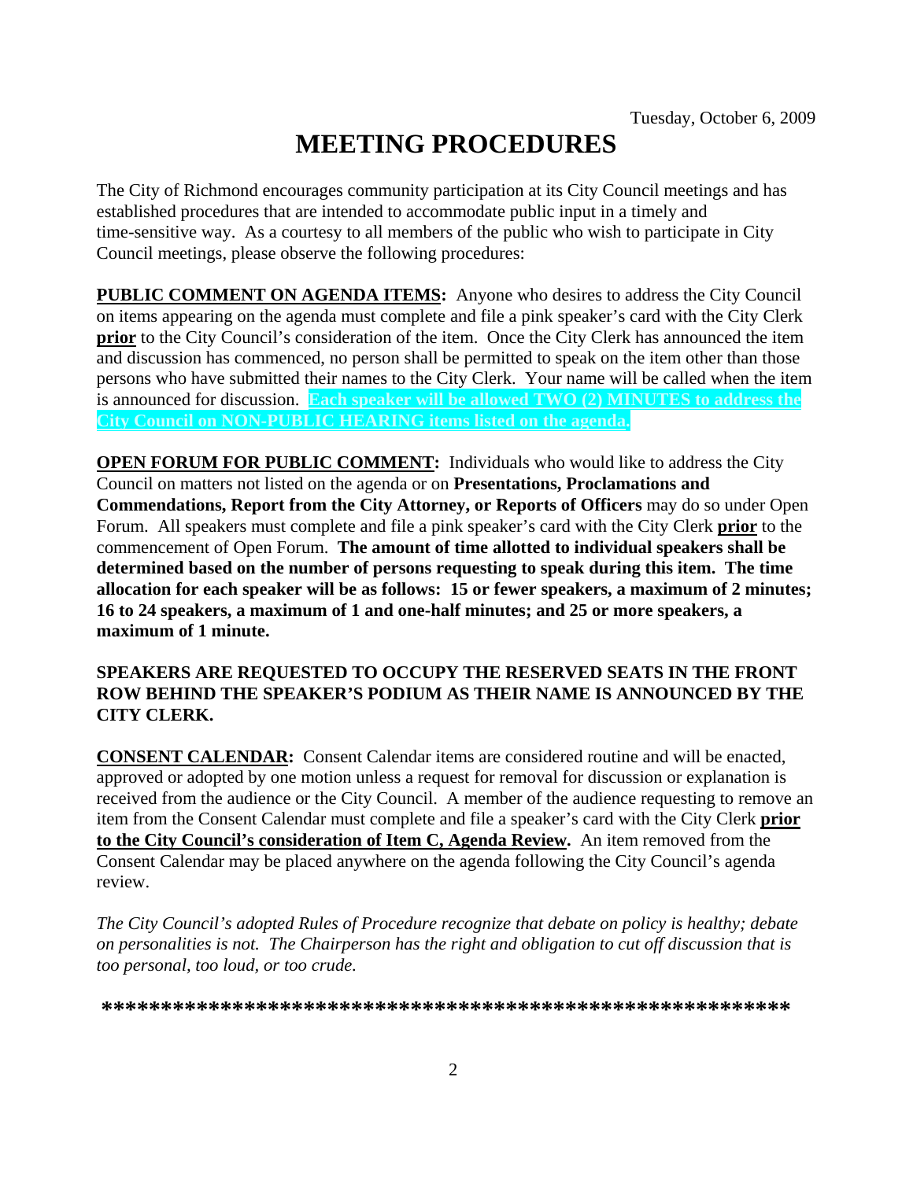Tuesday, October 6, 2009

# MEETING PROCEDURES

The City of Richmond encourages community participation at its City Council meetings and has established procedures that are intended to accommodate public input in a timely and time-sensitive way. As a courtesy to all members of the public who wish to participate in City Council meetings, please observe the following procedures:

**PUBLIC COMMENT ON AGENDA ITEMS:** Anyone who desires to address the City Council on items appearing on the agenda must complete and file a pink speaker's card with the City Clerk **prior** to the City Council's consideration of the item. Once the City Clerk has announced the item and discussion has commenced, no person shall be permitted to speak on the item other than those persons who have submitted their names to the City Clerk. Your name will be called when the item is announced for discussion. **Each speaker will be allowed TWO (2) MINUTES to address the City Council on NON-PUBLIC HEARING items listed on the agenda.**

**OPEN FORUM FOR PUBLIC COMMENT:** Individuals who would like to address the City Council on matters not listed on the agenda or on **Presentations, Proclamations and Commendations, Report from the City Attorney, or Reports of Officers** may do so under Open Forum. All speakers must complete and file a pink speaker's card with the City Clerk **prior** to the commencement of Open Forum. **The amount of time allotted to individual speakers shall be determined based on the number of persons requesting to speak during this item. The time allocation for each speaker will be as follows: 15 or fewer speakers, a maximum of 2 minutes; 16 to 24 speakers, a maximum of 1 and one-half minutes; and 25 or more speakers, a maximum of 1 minute.**

**SPEAKERS ARE REQUESTED TO OCCUPY THE RESERVED SEATS IN THE FRONT ROW BEHIND THE SPEAKER'S PODIUM AS THEIR NAME IS ANNOUNCED BY THE CITY CLERK.**

**CONSENT CALENDAR:** Consent Calendar items are considered routine and will be enacted, approved or adopted by one motion unless a request for removal for discussion or explanation is received from the audience or the City Council. A member of the audience requesting to remove an item from the Consent Calendar must complete and file a speaker's card with the City Clerk **prior to the City Council's consideration of Item C, Agenda Review.** An item removed from the Consent Calendar may be placed anywhere on the agenda following the City Council's agenda review.

*The City Council's adopted Rules of Procedure recognize that debate on policy is healthy; debate on personalities is not. The Chairperson has the right and obligation to cut off discussion that is too personal, too loud, or too crude.*

**\*\*\*\*\*\*\*\*\*\*\*\*\*\*\*\*\*\*\*\*\*\*\*\*\*\*\*\*\*\*\*\*\*\*\*\*\*\*\*\*\*\*\*\*\*\*\*\*\*\*\*\*\*\*\*\*\***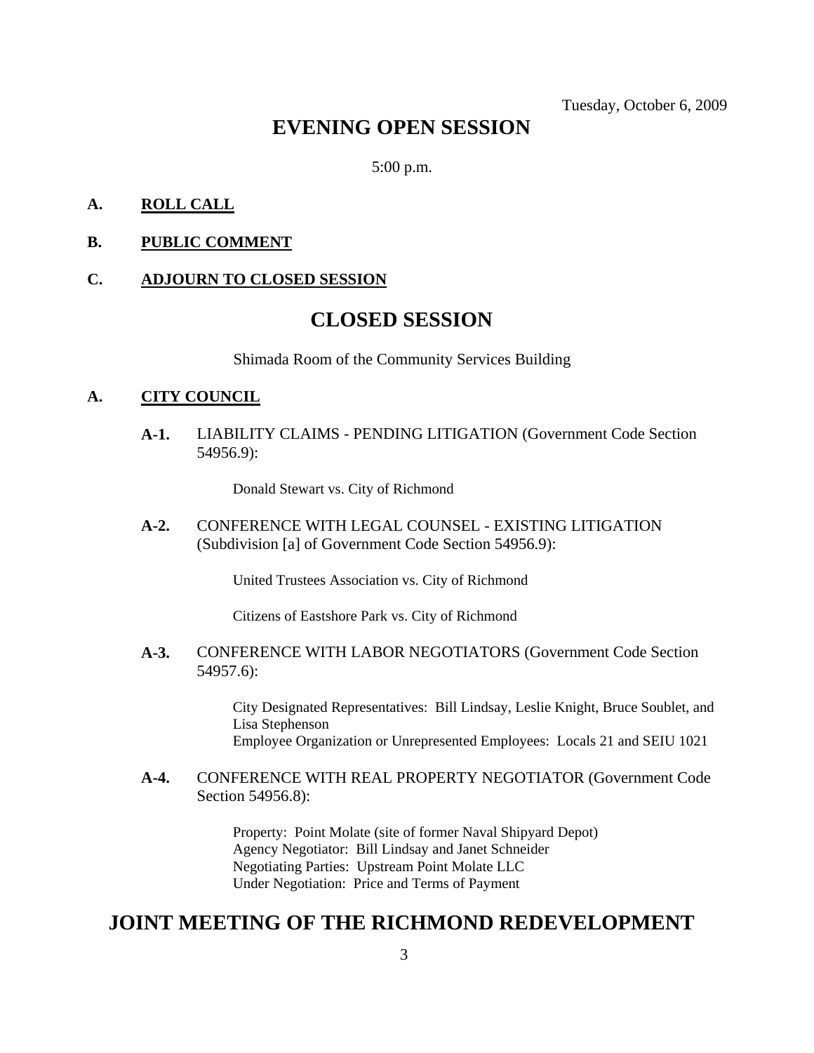Tuesday, October 6, 2009

# EVENING OPEN SESSION

5:00 p.m.

**A. ROLL CALL**

**B. PUBLIC COMMENT**

**C. ADJOURN TO CLOSED SESSION**

# CLOSED SESSION

Shimada Room of the Community Services Building

**A. CITY COUNCIL**

**A-1.** LIABILITY CLAIMS - PENDING LITIGATION (Government Code Section 54956.9):

Donald Stewart vs. City of Richmond

**A-2.** CONFERENCE WITH LEGAL COUNSEL - EXISTING LITIGATION (Subdivision [a] of Government Code Section 54956.9):

United Trustees Association vs. City of Richmond

Citizens of Eastshore Park vs. City of Richmond

**A-3.** CONFERENCE WITH LABOR NEGOTIATORS (Government Code Section 54957.6):

City Designated Representatives: Bill Lindsay, Leslie Knight, Bruce Soublet, and Lisa Stephenson
Employee Organization or Unrepresented Employees: Locals 21 and SEIU 1021

**A-4.** CONFERENCE WITH REAL PROPERTY NEGOTIATOR (Government Code Section 54956.8):

Property: Point Molate (site of former Naval Shipyard Depot)
Agency Negotiator: Bill Lindsay and Janet Schneider
Negotiating Parties: Upstream Point Molate LLC
Under Negotiation: Price and Terms of Payment

# JOINT MEETING OF THE RICHMOND REDEVELOPMENT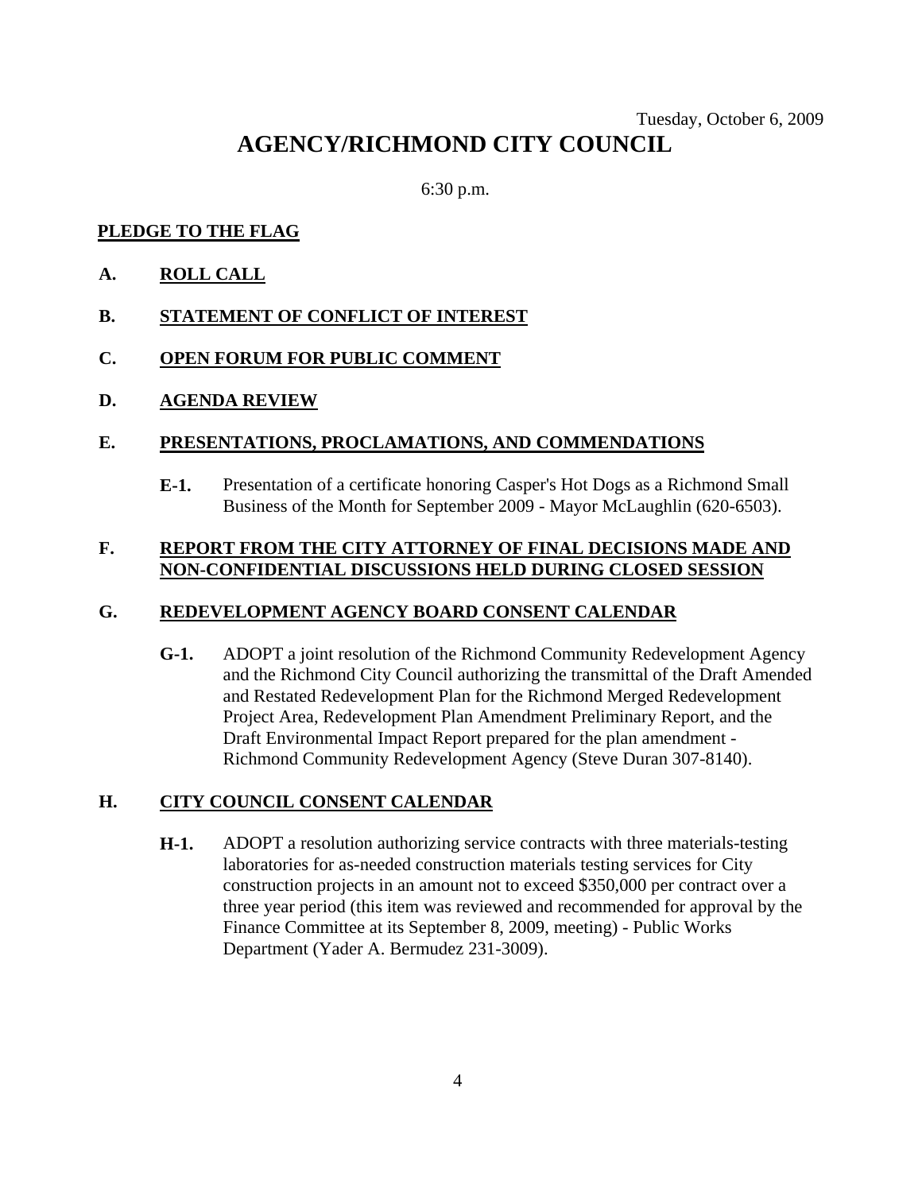Tuesday, October 6, 2009

# AGENCY/RICHMOND CITY COUNCIL

6:30 p.m.

## PLEDGE TO THE FLAG

## A. ROLL CALL

## B. STATEMENT OF CONFLICT OF INTEREST

## C. OPEN FORUM FOR PUBLIC COMMENT

## D. AGENDA REVIEW

## E. PRESENTATIONS, PROCLAMATIONS, AND COMMENDATIONS

**E-1.** Presentation of a certificate honoring Casper's Hot Dogs as a Richmond Small Business of the Month for September 2009 - Mayor McLaughlin (620-6503).

## F. REPORT FROM THE CITY ATTORNEY OF FINAL DECISIONS MADE AND NON-CONFIDENTIAL DISCUSSIONS HELD DURING CLOSED SESSION

## G. REDEVELOPMENT AGENCY BOARD CONSENT CALENDAR

**G-1.** ADOPT a joint resolution of the Richmond Community Redevelopment Agency and the Richmond City Council authorizing the transmittal of the Draft Amended and Restated Redevelopment Plan for the Richmond Merged Redevelopment Project Area, Redevelopment Plan Amendment Preliminary Report, and the Draft Environmental Impact Report prepared for the plan amendment - Richmond Community Redevelopment Agency (Steve Duran 307-8140).

## H. CITY COUNCIL CONSENT CALENDAR

**H-1.** ADOPT a resolution authorizing service contracts with three materials-testing laboratories for as-needed construction materials testing services for City construction projects in an amount not to exceed $350,000 per contract over a three year period (this item was reviewed and recommended for approval by the Finance Committee at its September 8, 2009, meeting) - Public Works Department (Yader A. Bermudez 231-3009).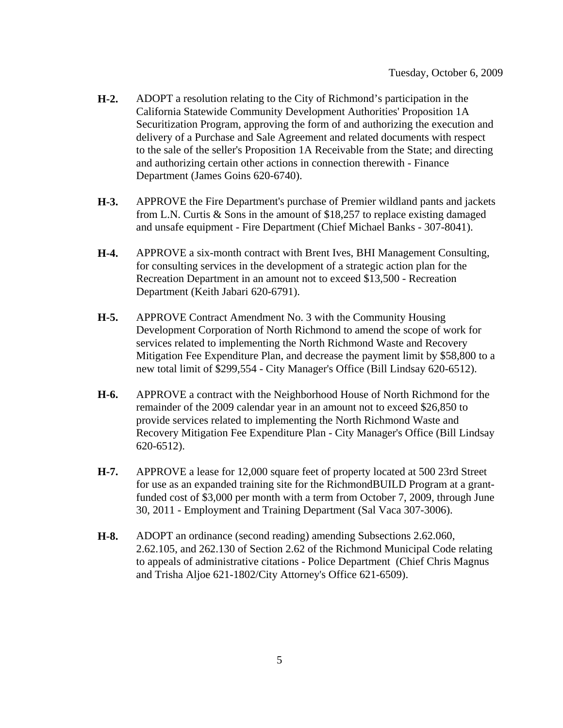Tuesday, October 6, 2009

**H-2.** ADOPT a resolution relating to the City of Richmond's participation in the California Statewide Community Development Authorities' Proposition 1A Securitization Program, approving the form of and authorizing the execution and delivery of a Purchase and Sale Agreement and related documents with respect to the sale of the seller's Proposition 1A Receivable from the State; and directing and authorizing certain other actions in connection therewith - Finance Department (James Goins 620-6740).

**H-3.** APPROVE the Fire Department's purchase of Premier wildland pants and jackets from L.N. Curtis & Sons in the amount of $18,257 to replace existing damaged and unsafe equipment - Fire Department (Chief Michael Banks - 307-8041).

**H-4.** APPROVE a six-month contract with Brent Ives, BHI Management Consulting, for consulting services in the development of a strategic action plan for the Recreation Department in an amount not to exceed $13,500 - Recreation Department (Keith Jabari 620-6791).

**H-5.** APPROVE Contract Amendment No. 3 with the Community Housing Development Corporation of North Richmond to amend the scope of work for services related to implementing the North Richmond Waste and Recovery Mitigation Fee Expenditure Plan, and decrease the payment limit by $58,800 to a new total limit of $299,554 - City Manager's Office (Bill Lindsay 620-6512).

**H-6.** APPROVE a contract with the Neighborhood House of North Richmond for the remainder of the 2009 calendar year in an amount not to exceed $26,850 to provide services related to implementing the North Richmond Waste and Recovery Mitigation Fee Expenditure Plan - City Manager's Office (Bill Lindsay 620-6512).

**H-7.** APPROVE a lease for 12,000 square feet of property located at 500 23rd Street for use as an expanded training site for the RichmondBUILD Program at a grant-funded cost of $3,000 per month with a term from October 7, 2009, through June 30, 2011 - Employment and Training Department (Sal Vaca 307-3006).

**H-8.** ADOPT an ordinance (second reading) amending Subsections 2.62.060, 2.62.105, and 262.130 of Section 2.62 of the Richmond Municipal Code relating to appeals of administrative citations - Police Department (Chief Chris Magnus and Trisha Aljoe 621-1802/City Attorney's Office 621-6509).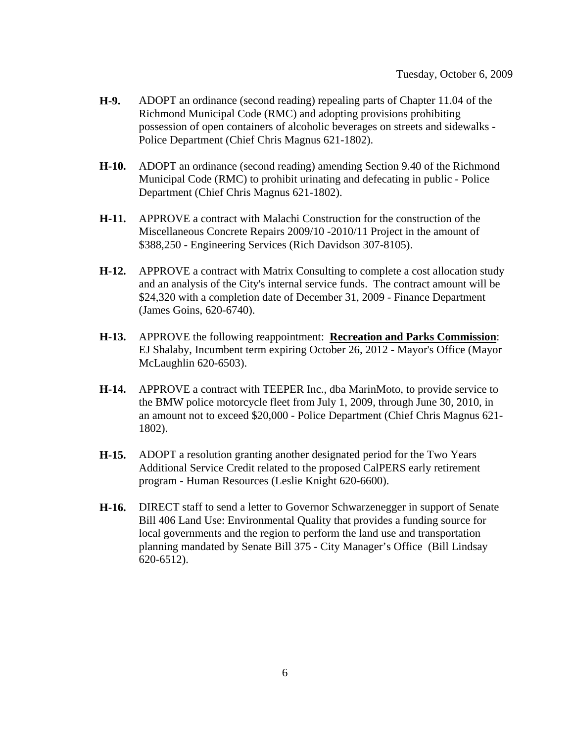**H-9.** ADOPT an ordinance (second reading) repealing parts of Chapter 11.04 of the Richmond Municipal Code (RMC) and adopting provisions prohibiting possession of open containers of alcoholic beverages on streets and sidewalks - Police Department (Chief Chris Magnus 621-1802).

**H-10.** ADOPT an ordinance (second reading) amending Section 9.40 of the Richmond Municipal Code (RMC) to prohibit urinating and defecating in public - Police Department (Chief Chris Magnus 621-1802).

**H-11.** APPROVE a contract with Malachi Construction for the construction of the Miscellaneous Concrete Repairs 2009/10 -2010/11 Project in the amount of $388,250 - Engineering Services (Rich Davidson 307-8105).

**H-12.** APPROVE a contract with Matrix Consulting to complete a cost allocation study and an analysis of the City's internal service funds. The contract amount will be $24,320 with a completion date of December 31, 2009 - Finance Department (James Goins, 620-6740).

**H-13.** APPROVE the following reappointment: **Recreation and Parks Commission**: EJ Shalaby, Incumbent term expiring October 26, 2012 - Mayor's Office (Mayor McLaughlin 620-6503).

**H-14.** APPROVE a contract with TEEPER Inc., dba MarinMoto, to provide service to the BMW police motorcycle fleet from July 1, 2009, through June 30, 2010, in an amount not to exceed $20,000 - Police Department (Chief Chris Magnus 621-1802).

**H-15.** ADOPT a resolution granting another designated period for the Two Years Additional Service Credit related to the proposed CalPERS early retirement program - Human Resources (Leslie Knight 620-6600).

**H-16.** DIRECT staff to send a letter to Governor Schwarzenegger in support of Senate Bill 406 Land Use: Environmental Quality that provides a funding source for local governments and the region to perform the land use and transportation planning mandated by Senate Bill 375 - City Manager's Office (Bill Lindsay 620-6512).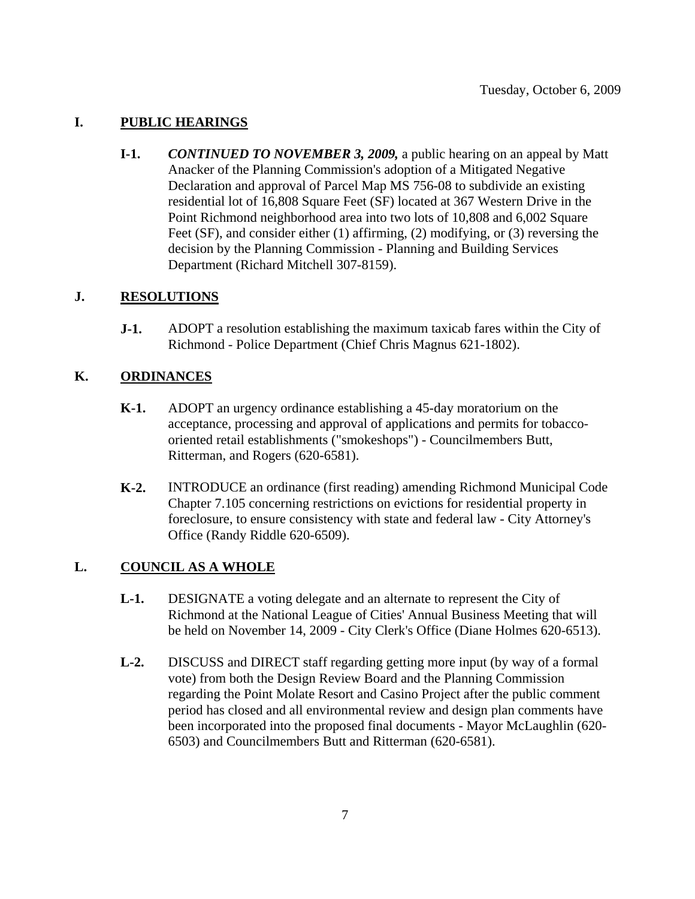Tuesday, October 6, 2009

## I. PUBLIC HEARINGS

**I-1.** ***CONTINUED TO NOVEMBER 3, 2009,*** a public hearing on an appeal by Matt Anacker of the Planning Commission's adoption of a Mitigated Negative Declaration and approval of Parcel Map MS 756-08 to subdivide an existing residential lot of 16,808 Square Feet (SF) located at 367 Western Drive in the Point Richmond neighborhood area into two lots of 10,808 and 6,002 Square Feet (SF), and consider either (1) affirming, (2) modifying, or (3) reversing the decision by the Planning Commission - Planning and Building Services Department (Richard Mitchell 307-8159).

## J. RESOLUTIONS

**J-1.** ADOPT a resolution establishing the maximum taxicab fares within the City of Richmond - Police Department (Chief Chris Magnus 621-1802).

## K. ORDINANCES

**K-1.** ADOPT an urgency ordinance establishing a 45-day moratorium on the acceptance, processing and approval of applications and permits for tobacco-oriented retail establishments ("smokeshops") - Councilmembers Butt, Ritterman, and Rogers (620-6581).

**K-2.** INTRODUCE an ordinance (first reading) amending Richmond Municipal Code Chapter 7.105 concerning restrictions on evictions for residential property in foreclosure, to ensure consistency with state and federal law - City Attorney's Office (Randy Riddle 620-6509).

## L. COUNCIL AS A WHOLE

**L-1.** DESIGNATE a voting delegate and an alternate to represent the City of Richmond at the National League of Cities' Annual Business Meeting that will be held on November 14, 2009 - City Clerk's Office (Diane Holmes 620-6513).

**L-2.** DISCUSS and DIRECT staff regarding getting more input (by way of a formal vote) from both the Design Review Board and the Planning Commission regarding the Point Molate Resort and Casino Project after the public comment period has closed and all environmental review and design plan comments have been incorporated into the proposed final documents - Mayor McLaughlin (620-6503) and Councilmembers Butt and Ritterman (620-6581).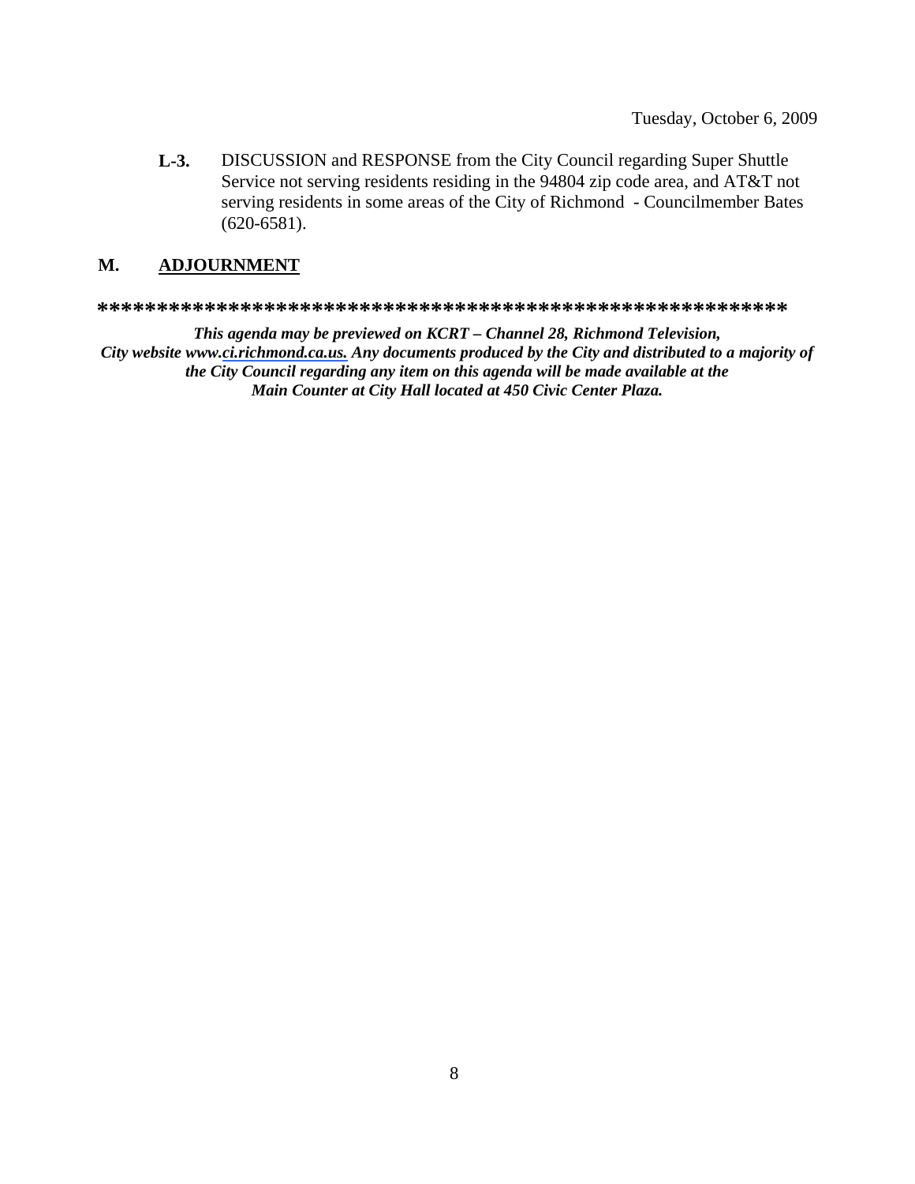**L-3.** DISCUSSION and RESPONSE from the City Council regarding Super Shuttle Service not serving residents residing in the 94804 zip code area, and AT&T not serving residents in some areas of the City of Richmond - Councilmember Bates (620-6581).

## M. ADJOURNMENT

**\*\*\*\*\*\*\*\*\*\*\*\*\*\*\*\*\*\*\*\*\*\*\*\*\*\*\*\*\*\*\*\*\*\*\*\*\*\*\*\*\*\*\*\*\*\*\*\*\*\*\*\*\*\*\*\*\*\***

***This agenda may be previewed on KCRT – Channel 28, Richmond Television, City website www.ci.richmond.ca.us. Any documents produced by the City and distributed to a majority of the City Council regarding any item on this agenda will be made available at the Main Counter at City Hall located at 450 Civic Center Plaza.***